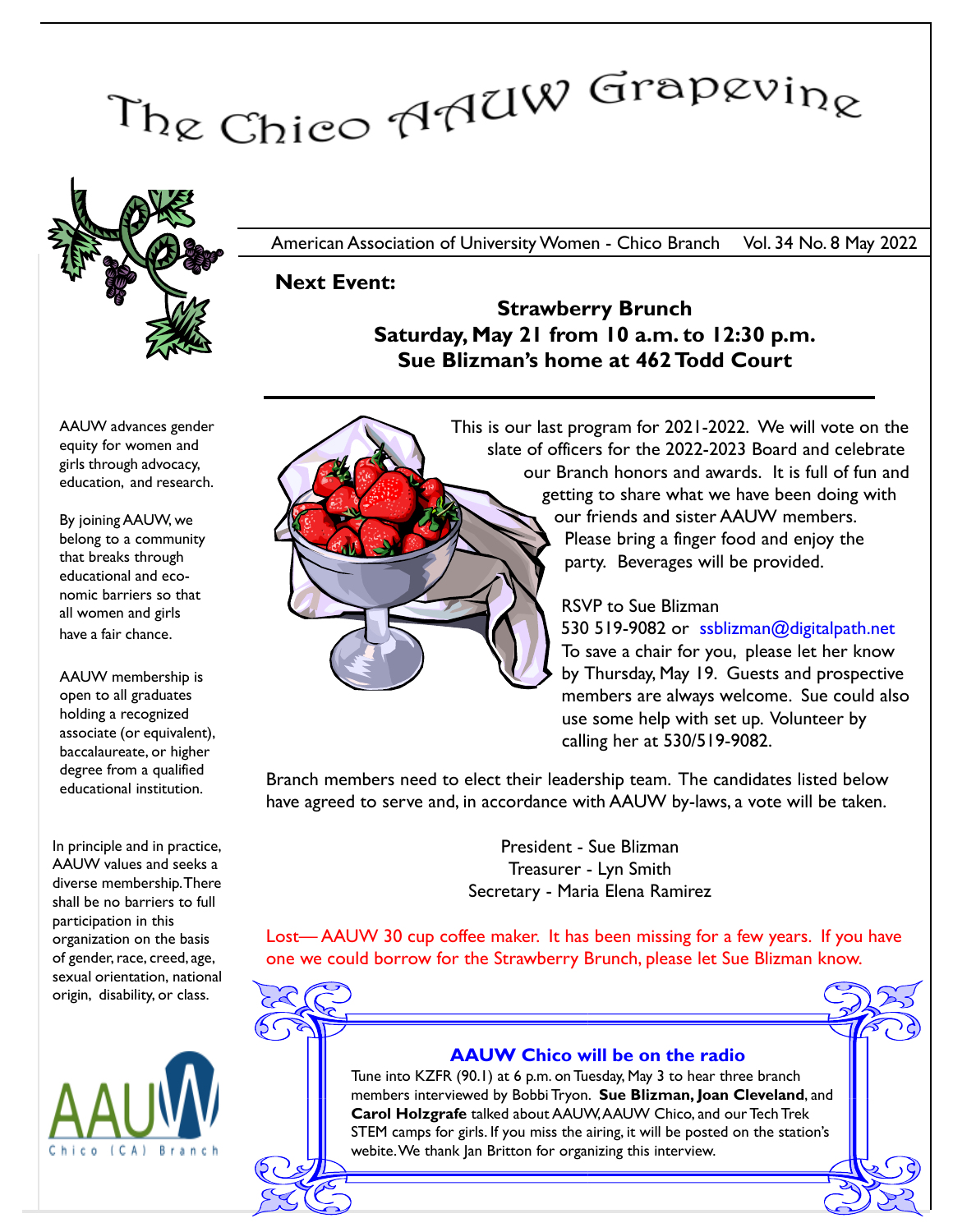# The Chico AAUW Grapevine

American Association of University Women - Chico Branch Vol. 34 No. 8 May 2022

**Next Event:**

**Strawberry Brunch**
**Saturday, May 21 from 10 a.m. to 12:30 p.m.**
**Sue Blizman's home at 462 Todd Court**

This is our last program for 2021-2022. We will vote on the slate of officers for the 2022-2023 Board and celebrate our Branch honors and awards. It is full of fun and getting to share what we have been doing with our friends and sister AAUW members. Please bring a finger food and enjoy the party. Beverages will be provided.

RSVP to Sue Blizman
530 519-9082 or ssblizman@digitalpath.net
To save a chair for you, please let her know by Thursday, May 19. Guests and prospective members are always welcome. Sue could also use some help with set up. Volunteer by calling her at 530/519-9082.

Branch members need to elect their leadership team. The candidates listed below have agreed to serve and, in accordance with AAUW by-laws, a vote will be taken.

President - Sue Blizman
Treasurer - Lyn Smith
Secretary - Maria Elena Ramirez

Lost— AAUW 30 cup coffee maker. It has been missing for a few years. If you have one we could borrow for the Strawberry Brunch, please let Sue Blizman know.

### AAUW Chico will be on the radio

Tune into KZFR (90.1) at 6 p.m. on Tuesday, May 3 to hear three branch members interviewed by Bobbi Tryon. **Sue Blizman, Joan Cleveland**, and **Carol Holzgrafe** talked about AAUW, AAUW Chico, and our Tech Trek STEM camps for girls. If you miss the airing, it will be posted on the station's webite. We thank Jan Britton for organizing this interview.

AAUW advances gender equity for women and girls through advocacy, education, and research.

By joining AAUW, we belong to a community that breaks through educational and economic barriers so that all women and girls have a fair chance.

AAUW membership is open to all graduates holding a recognized associate (or equivalent), baccalaureate, or higher degree from a qualified educational institution.

In principle and in practice, AAUW values and seeks a diverse membership. There shall be no barriers to full participation in this organization on the basis of gender, race, creed, age, sexual orientation, national origin, disability, or class.

AAUW Chico (CA) Branch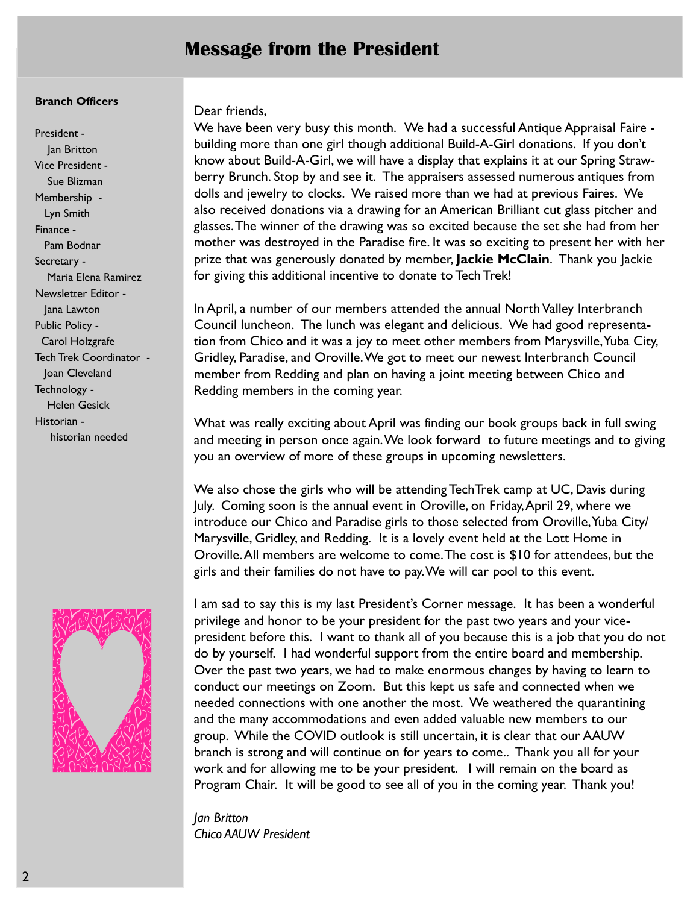# Message from the President

**Branch Officers**

President - Jan Britton
Vice President - Sue Blizman
Membership - Lyn Smith
Finance - Pam Bodnar
Secretary - Maria Elena Ramirez
Newsletter Editor - Jana Lawton
Public Policy - Carol Holzgrafe
Tech Trek Coordinator - Joan Cleveland
Technology - Helen Gesick
Historian - historian needed

Dear friends,
We have been very busy this month. We had a successful Antique Appraisal Faire - building more than one girl though additional Build-A-Girl donations. If you don't know about Build-A-Girl, we will have a display that explains it at our Spring Strawberry Brunch. Stop by and see it. The appraisers assessed numerous antiques from dolls and jewelry to clocks. We raised more than we had at previous Faires. We also received donations via a drawing for an American Brilliant cut glass pitcher and glasses. The winner of the drawing was so excited because the set she had from her mother was destroyed in the Paradise fire. It was so exciting to present her with her prize that was generously donated by member, **Jackie McClain**. Thank you Jackie for giving this additional incentive to donate to Tech Trek!

In April, a number of our members attended the annual North Valley Interbranch Council luncheon. The lunch was elegant and delicious. We had good representation from Chico and it was a joy to meet other members from Marysville, Yuba City, Gridley, Paradise, and Oroville. We got to meet our newest Interbranch Council member from Redding and plan on having a joint meeting between Chico and Redding members in the coming year.

What was really exciting about April was finding our book groups back in full swing and meeting in person once again. We look forward to future meetings and to giving you an overview of more of these groups in upcoming newsletters.

We also chose the girls who will be attending TechTrek camp at UC, Davis during July. Coming soon is the annual event in Oroville, on Friday, April 29, where we introduce our Chico and Paradise girls to those selected from Oroville, Yuba City/ Marysville, Gridley, and Redding. It is a lovely event held at the Lott Home in Oroville. All members are welcome to come. The cost is $10 for attendees, but the girls and their families do not have to pay. We will car pool to this event.

I am sad to say this is my last President's Corner message. It has been a wonderful privilege and honor to be your president for the past two years and your vice-president before this. I want to thank all of you because this is a job that you do not do by yourself. I had wonderful support from the entire board and membership. Over the past two years, we had to make enormous changes by having to learn to conduct our meetings on Zoom. But this kept us safe and connected when we needed connections with one another the most. We weathered the quarantining and the many accommodations and even added valuable new members to our group. While the COVID outlook is still uncertain, it is clear that our AAUW branch is strong and will continue on for years to come.. Thank you all for your work and for allowing me to be your president. I will remain on the board as Program Chair. It will be good to see all of you in the coming year. Thank you!

*Jan Britton*
*Chico AAUW President*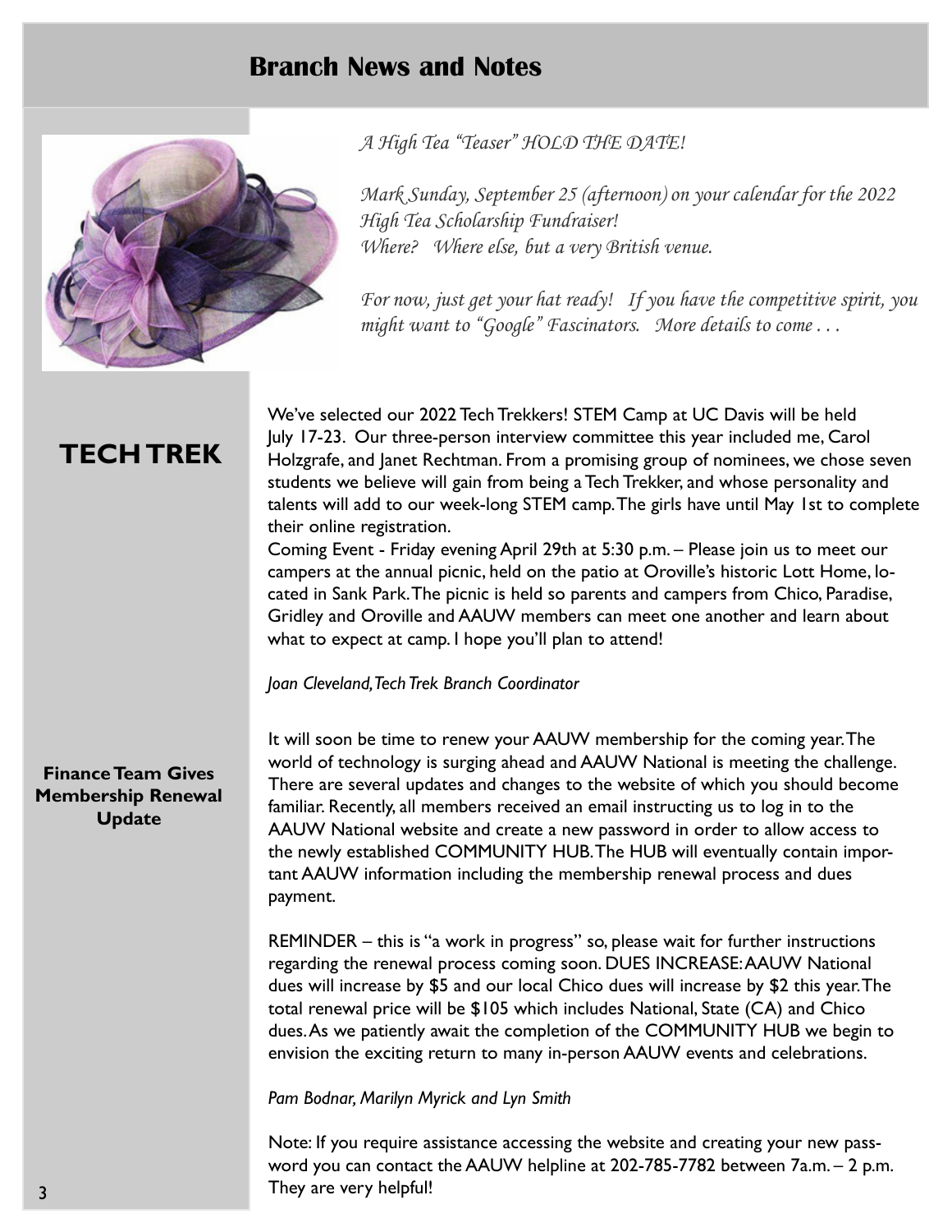# Branch News and Notes

*A High Tea "Teaser" HOLD THE DATE!*

*Mark Sunday, September 25 (afternoon) on your calendar for the 2022 High Tea Scholarship Fundraiser!*
*Where? Where else, but a very British venue.*

*For now, just get your hat ready! If you have the competitive spirit, you might want to "Google" Fascinators. More details to come . . .*

## TECH TREK

We've selected our 2022 Tech Trekkers! STEM Camp at UC Davis will be held July 17-23. Our three-person interview committee this year included me, Carol Holzgrafe, and Janet Rechtman. From a promising group of nominees, we chose seven students we believe will gain from being a Tech Trekker, and whose personality and talents will add to our week-long STEM camp. The girls have until May 1st to complete their online registration.

Coming Event - Friday evening April 29th at 5:30 p.m. – Please join us to meet our campers at the annual picnic, held on the patio at Oroville's historic Lott Home, located in Sank Park. The picnic is held so parents and campers from Chico, Paradise, Gridley and Oroville and AAUW members can meet one another and learn about what to expect at camp. I hope you'll plan to attend!

*Joan Cleveland, Tech Trek Branch Coordinator*

### Finance Team Gives Membership Renewal Update

It will soon be time to renew your AAUW membership for the coming year. The world of technology is surging ahead and AAUW National is meeting the challenge. There are several updates and changes to the website of which you should become familiar. Recently, all members received an email instructing us to log in to the AAUW National website and create a new password in order to allow access to the newly established COMMUNITY HUB. The HUB will eventually contain important AAUW information including the membership renewal process and dues payment.

REMINDER – this is "a work in progress" so, please wait for further instructions regarding the renewal process coming soon. DUES INCREASE: AAUW National dues will increase by $5 and our local Chico dues will increase by $2 this year. The total renewal price will be $105 which includes National, State (CA) and Chico dues. As we patiently await the completion of the COMMUNITY HUB we begin to envision the exciting return to many in-person AAUW events and celebrations.

*Pam Bodnar, Marilyn Myrick and Lyn Smith*

Note: If you require assistance accessing the website and creating your new password you can contact the AAUW helpline at 202-785-7782 between 7a.m. – 2 p.m. They are very helpful!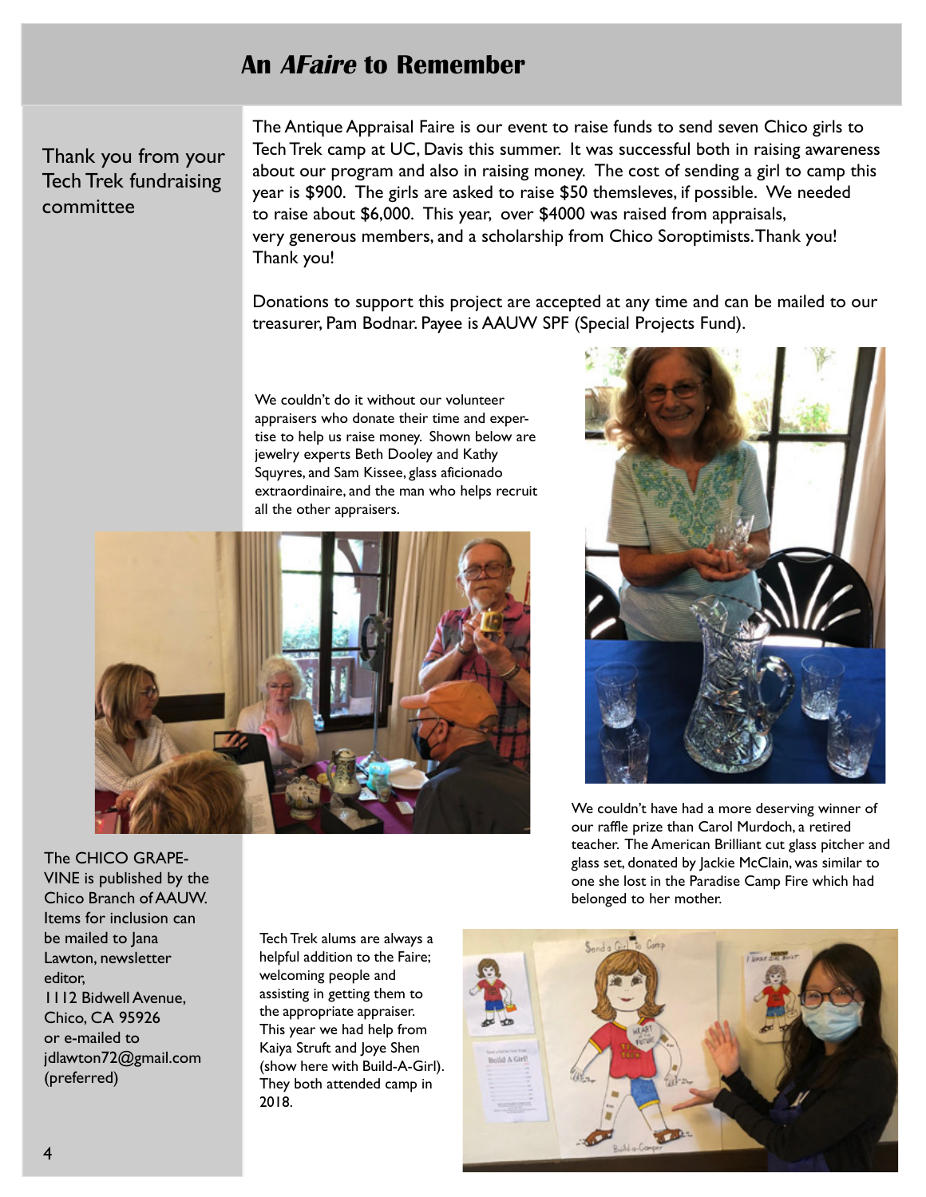# An *AFaire* to Remember

Thank you from your Tech Trek fundraising committee

The Antique Appraisal Faire is our event to raise funds to send seven Chico girls to Tech Trek camp at UC, Davis this summer. It was successful both in raising awareness about our program and also in raising money. The cost of sending a girl to camp this year is $900. The girls are asked to raise $50 themsleves, if possible. We needed to raise about $6,000. This year, over $4000 was raised from appraisals, very generous members, and a scholarship from Chico Soroptimists. Thank you! Thank you!

Donations to support this project are accepted at any time and can be mailed to our treasurer, Pam Bodnar. Payee is AAUW SPF (Special Projects Fund).

We couldn't do it without our volunteer appraisers who donate their time and expertise to help us raise money. Shown below are jewelry experts Beth Dooley and Kathy Squyres, and Sam Kissee, glass aficionado extraordinaire, and the man who helps recruit all the other appraisers.

We couldn't have had a more deserving winner of our raffle prize than Carol Murdoch, a retired teacher. The American Brilliant cut glass pitcher and glass set, donated by Jackie McClain, was similar to one she lost in the Paradise Camp Fire which had belonged to her mother.

Tech Trek alums are always a helpful addition to the Faire; welcoming people and assisting in getting them to the appropriate appraiser. This year we had help from Kaiya Struft and Joye Shen (show here with Build-A-Girl). They both attended camp in 2018.

The CHICO GRAPEVINE is published by the Chico Branch of AAUW. Items for inclusion can be mailed to Jana Lawton, newsletter editor, 1112 Bidwell Avenue, Chico, CA 95926 or e-mailed to jdlawton72@gmail.com (preferred)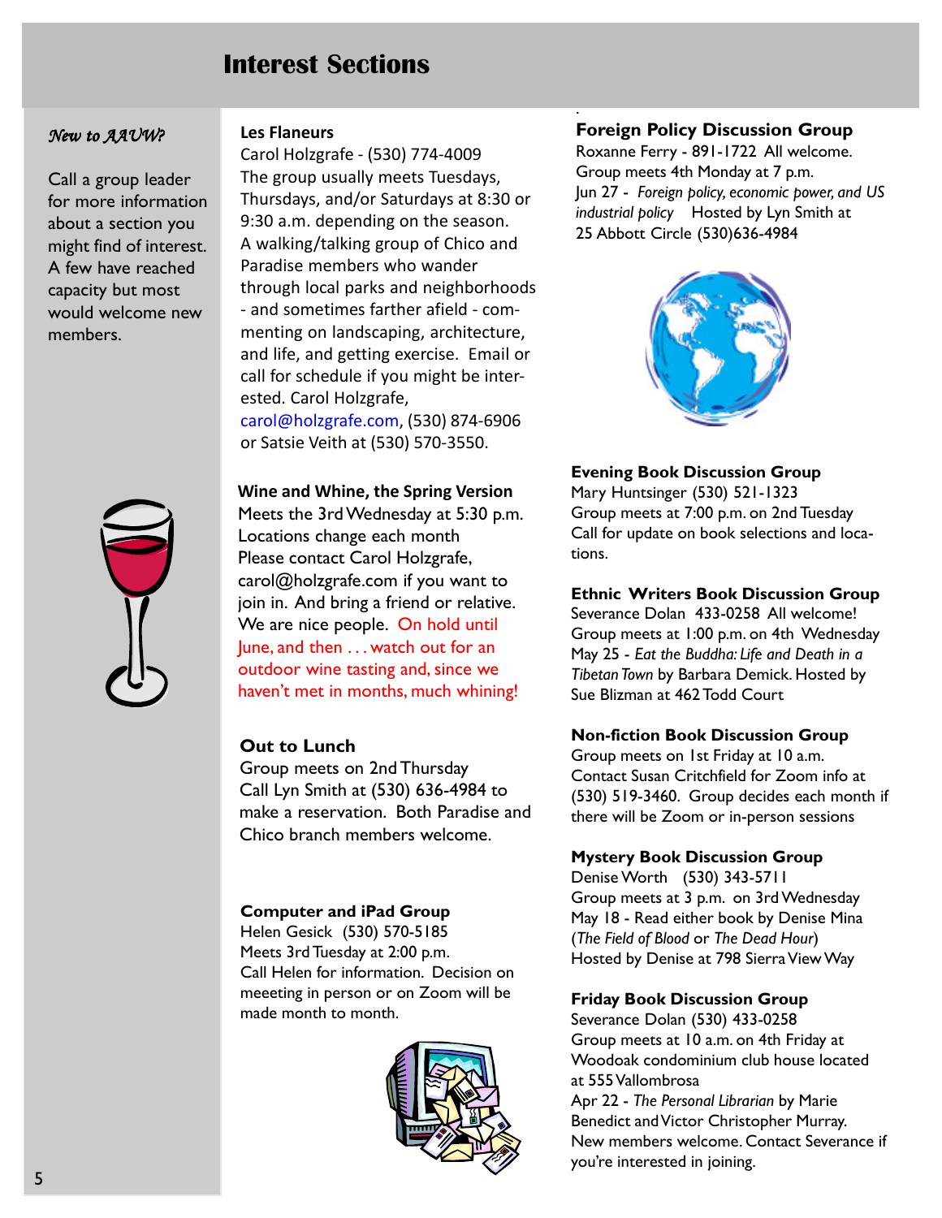# Interest Sections

*New to AAUW?*

Call a group leader for more information about a section you might find of interest. A few have reached capacity but most would welcome new members.

**Les Flaneurs**
Carol Holzgrafe - (530) 774-4009
The group usually meets Tuesdays, Thursdays, and/or Saturdays at 8:30 or 9:30 a.m. depending on the season. A walking/talking group of Chico and Paradise members who wander through local parks and neighborhoods - and sometimes farther afield - commenting on landscaping, architecture, and life, and getting exercise. Email or call for schedule if you might be interested. Carol Holzgrafe, carol@holzgrafe.com, (530) 874-6906 or Satsie Veith at (530) 570-3550.

**Wine and Whine, the Spring Version**
Meets the 3rd Wednesday at 5:30 p.m.
Locations change each month
Please contact Carol Holzgrafe, carol@holzgrafe.com if you want to join in. And bring a friend or relative. We are nice people. On hold until June, and then . . . watch out for an outdoor wine tasting and, since we haven't met in months, much whining!

**Out to Lunch**
Group meets on 2nd Thursday
Call Lyn Smith at (530) 636-4984 to make a reservation. Both Paradise and Chico branch members welcome.

**Computer and iPad Group**
Helen Gesick (530) 570-5185
Meets 3rd Tuesday at 2:00 p.m.
Call Helen for information. Decision on meeeting in person or on Zoom will be made month to month.

**Foreign Policy Discussion Group**
Roxanne Ferry - 891-1722 All welcome.
Group meets 4th Monday at 7 p.m.
Jun 27 - *Foreign policy, economic power, and US industrial policy* Hosted by Lyn Smith at 25 Abbott Circle (530)636-4984

**Evening Book Discussion Group**
Mary Huntsinger (530) 521-1323
Group meets at 7:00 p.m. on 2nd Tuesday
Call for update on book selections and locations.

**Ethnic Writers Book Discussion Group**
Severance Dolan 433-0258 All welcome!
Group meets at 1:00 p.m. on 4th Wednesday
May 25 - *Eat the Buddha: Life and Death in a Tibetan Town* by Barbara Demick. Hosted by Sue Blizman at 462 Todd Court

**Non-fiction Book Discussion Group**
Group meets on 1st Friday at 10 a.m.
Contact Susan Critchfield for Zoom info at (530) 519-3460. Group decides each month if there will be Zoom or in-person sessions

**Mystery Book Discussion Group**
Denise Worth (530) 343-5711
Group meets at 3 p.m. on 3rd Wednesday
May 18 - Read either book by Denise Mina (*The Field of Blood* or *The Dead Hour*)
Hosted by Denise at 798 Sierra View Way

**Friday Book Discussion Group**
Severance Dolan (530) 433-0258
Group meets at 10 a.m. on 4th Friday at Woodoak condominium club house located at 555 Vallombrosa
Apr 22 - *The Personal Librarian* by Marie Benedict and Victor Christopher Murray.
New members welcome. Contact Severance if you're interested in joining.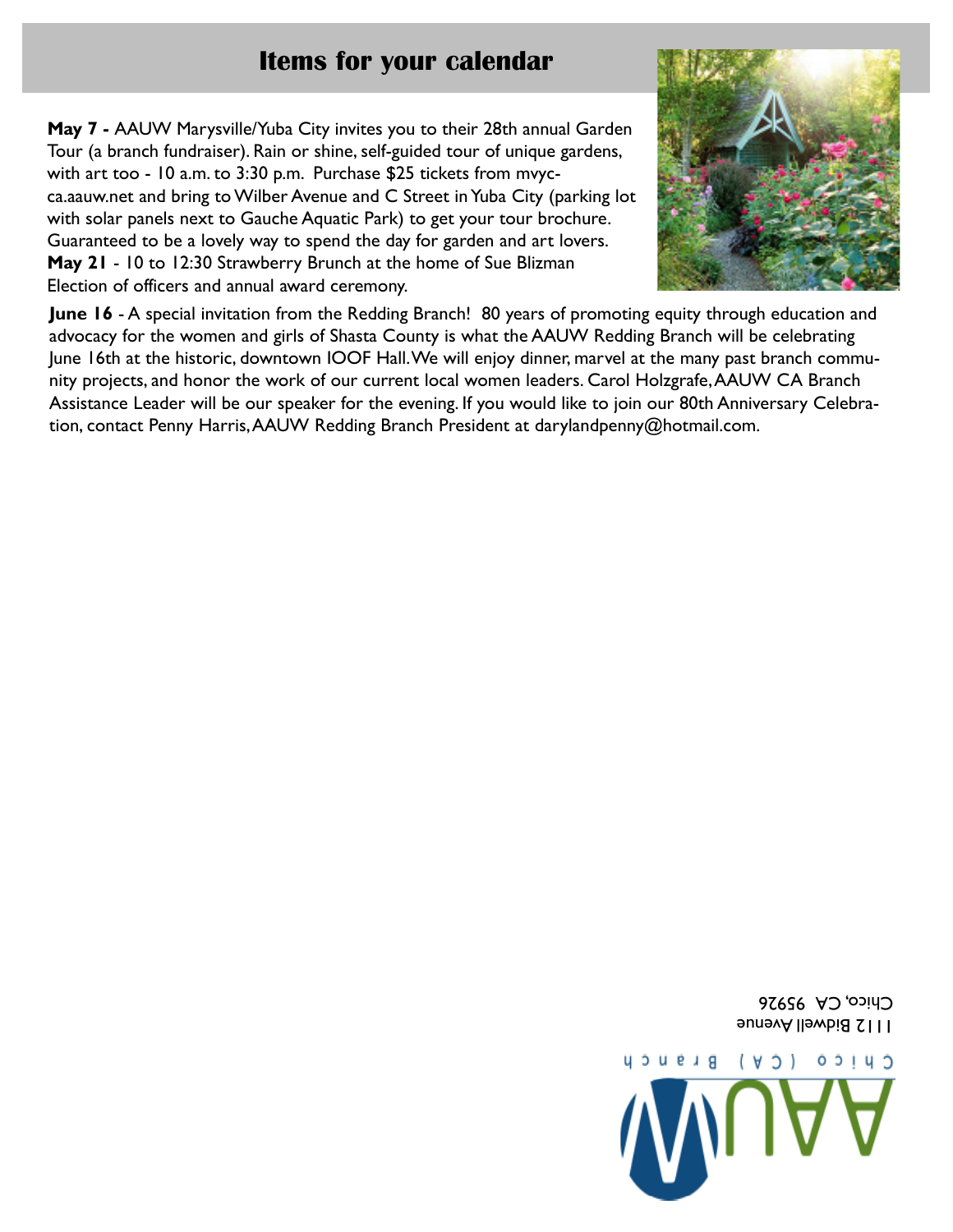# Items for your calendar

**May 7 -** AAUW Marysville/Yuba City invites you to their 28th annual Garden Tour (a branch fundraiser). Rain or shine, self-guided tour of unique gardens, with art too - 10 a.m. to 3:30 p.m. Purchase $25 tickets from mvyc-ca.aauw.net and bring to Wilber Avenue and C Street in Yuba City (parking lot with solar panels next to Gauche Aquatic Park) to get your tour brochure. Guaranteed to be a lovely way to spend the day for garden and art lovers.

**May 21** - 10 to 12:30 Strawberry Brunch at the home of Sue Blizman Election of officers and annual award ceremony.

**June 16** - A special invitation from the Redding Branch! 80 years of promoting equity through education and advocacy for the women and girls of Shasta County is what the AAUW Redding Branch will be celebrating June 16th at the historic, downtown IOOF Hall. We will enjoy dinner, marvel at the many past branch community projects, and honor the work of our current local women leaders. Carol Holzgrafe, AAUW CA Branch Assistance Leader will be our speaker for the evening. If you would like to join our 80th Anniversary Celebration, contact Penny Harris, AAUW Redding Branch President at darylandpenny@hotmail.com.

AAUW
Chico (CA) Branch
1112 Bidwell Avenue
Chico, CA 95926